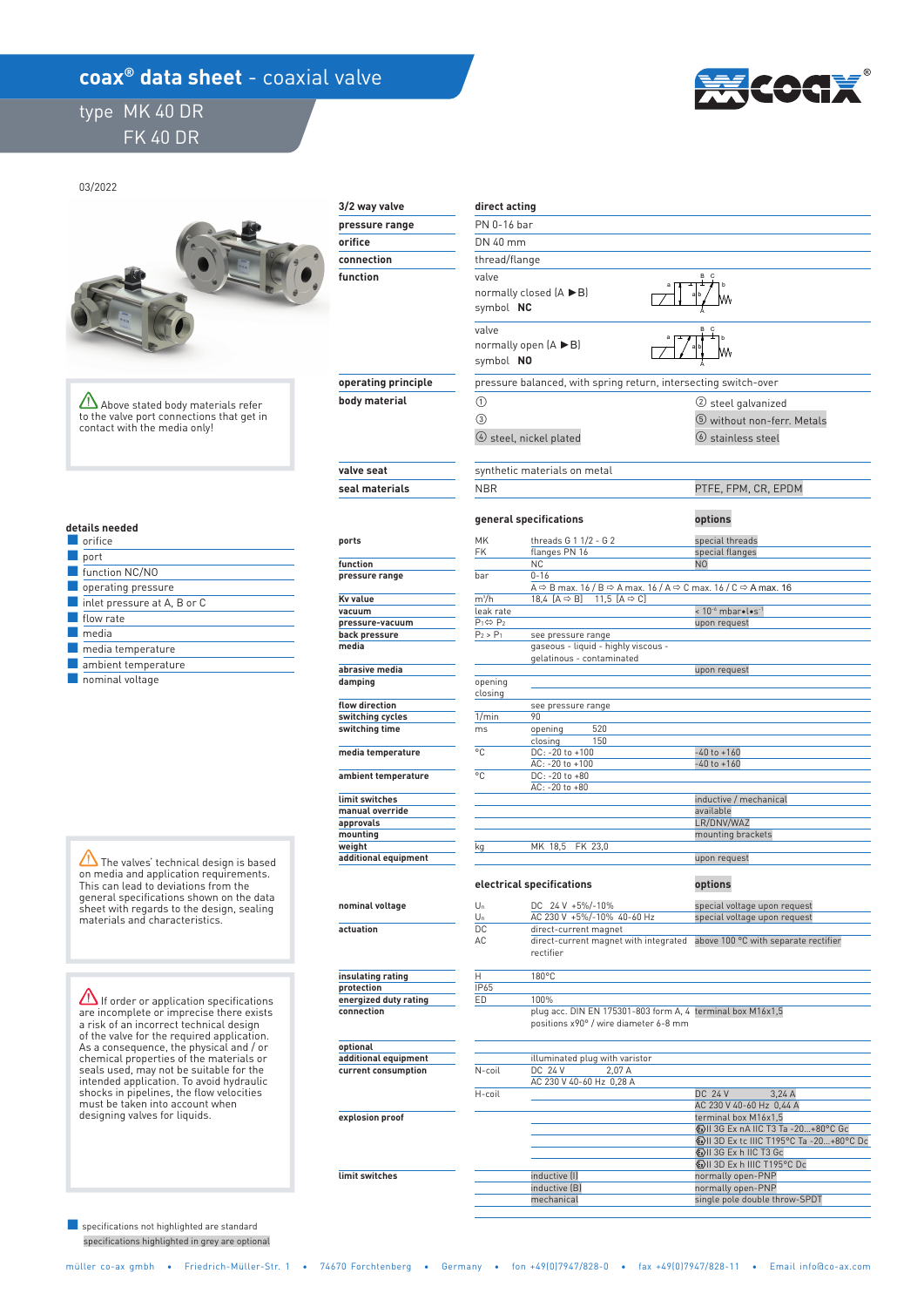# coax® data sheet - coaxial valve

type MK 40 DR
FK 40 DR

03/2022

⚠ Above stated body materials refer to the valve port connections that get in contact with the media only!

| | |
|---|---|
| **3/2 way valve** | **direct acting** |
| **pressure range** | PN 0-16 bar |
| **orifice** | DN 40 mm |
| **connection** | thread/flange |
| **function** | valve normally closed (A ►B) symbol **NC** |
| | valve normally open (A ►B) symbol **NO** |
| **operating principle** | pressure balanced, with spring return, intersecting switch-over |
| **body material** | ① ; ② steel galvanized ; ③ ; ⑤ without non-ferr. Metals ; ④ steel, nickel plated ; ⑥ stainless steel |
| **valve seat** | synthetic materials on metal |
| **seal materials** | NBR ; PTFE, FPM, CR, EPDM |

**details needed**

- orifice
- port
- function NC/NO
- operating pressure
- inlet pressure at A, B or C
- flow rate
- media
- media temperature
- ambient temperature
- nominal voltage

| | | general specifications | options |
|---|---|---|---|
| **ports** | MK | threads G 1 1/2 - G 2 | special threads |
| | FK | flanges PN 16 | special flanges |
| **function** | | NC | NO |
| **pressure range** | bar | 0-16 | |
| | | A ⇨ B max. 16 / B ⇨ A max. 16 / A ⇨ C max. 16 / C ⇨ A max. 16 | |
| **Kv value** | m³/h | 18,4 (A ⇨ B) 11,5 (A ⇨ C) | |
| **vacuum** | leak rate | | < $10^{-6}$ mbar•l•s$^{-1}$ |
| **pressure-vacuum** | $P_1$ ⇔ $P_2$ | | upon request |
| **back pressure** | $P_2 > P_1$ | see pressure range | |
| **media** | | gaseous - liquid - highly viscous - gelatinous - contaminated | |
| **abrasive media** | | | upon request |
| **damping** | opening | | |
| | closing | | |
| **flow direction** | | see pressure range | |
| **switching cycles** | 1/min | 90 | |
| **switching time** | ms | opening 520 | |
| | | closing 150 | |
| **media temperature** | °C | DC: -20 to +100 | -40 to +160 |
| | | AC: -20 to +100 | -40 to +160 |
| **ambient temperature** | °C | DC: -20 to +80 | |
| | | AC: -20 to +80 | |
| **limit switches** | | | inductive / mechanical |
| **manual override** | | | available |
| **approvals** | | | LR/DNV/WAZ |
| **mounting** | | | mounting brackets |
| **weight** | kg | MK 18,5 FK 23,0 | |
| **additional equipment** | | | upon request |

⚠ The valves' technical design is based on media and application requirements. This can lead to deviations from the general specifications shown on the data sheet with regards to the design, sealing materials and characteristics.

⚠ If order or application specifications are incomplete or imprecise there exists a risk of an incorrect technical design of the valve for the required application. As a consequence, the physical and / or chemical properties of the materials or seals used, may not be suitable for the intended application. To avoid hydraulic shocks in pipelines, the flow velocities must be taken into account when designing valves for liquids.

| | | electrical specifications | options |
|---|---|---|---|
| **nominal voltage** | $U_n$ | DC 24 V +5%/-10% | special voltage upon request |
| | $U_n$ | AC 230 V +5%/-10% 40-60 Hz | special voltage upon request |
| **actuation** | DC | direct-current magnet | |
| | AC | direct-current magnet with integrated rectifier | above 100 °C with separate rectifier |
| **insulating rating** | H | 180°C | |
| **protection** | IP65 | | |
| **energized duty rating** | ED | 100% | |
| **connection** | | plug acc. DIN EN 175301-803 form A, 4 positions x90° / wire diameter 6-8 mm | terminal box M16x1,5 |
| **optional additional equipment** | | illuminated plug with varistor | |
| **current consumption** | N-coil | DC 24 V 2,07 A | |
| | | AC 230 V 40-60 Hz 0,28 A | |
| | H-coil | | DC 24 V 3,24 A |
| | | | AC 230 V 40-60 Hz 0,44 A |
| **explosion proof** | | | terminal box M16x1,5 |
| | | | Ⓔx II 3G Ex nA IIC T3 Ta -20...+80°C Gc |
| | | | Ⓔx II 3D Ex tc IIIC T195°C Ta -20...+80°C Dc |
| | | | Ⓔx II 3G Ex h IIC T3 Gc |
| | | | Ⓔx II 3D Ex h IIIC T195°C Dc |
| **limit switches** | | inductive (I) | normally open-PNP |
| | | inductive (B) | normally open-PNP |
| | | mechanical | single pole double throw-SPDT |

specifications not highlighted are standard
specifications highlighted in grey are optional

müller co-ax gmbh • Friedrich-Müller-Str. 1 • 74670 Forchtenberg • Germany • fon +49(0)7947/828-0 • fax +49(0)7947/828-11 • Email info@co-ax.com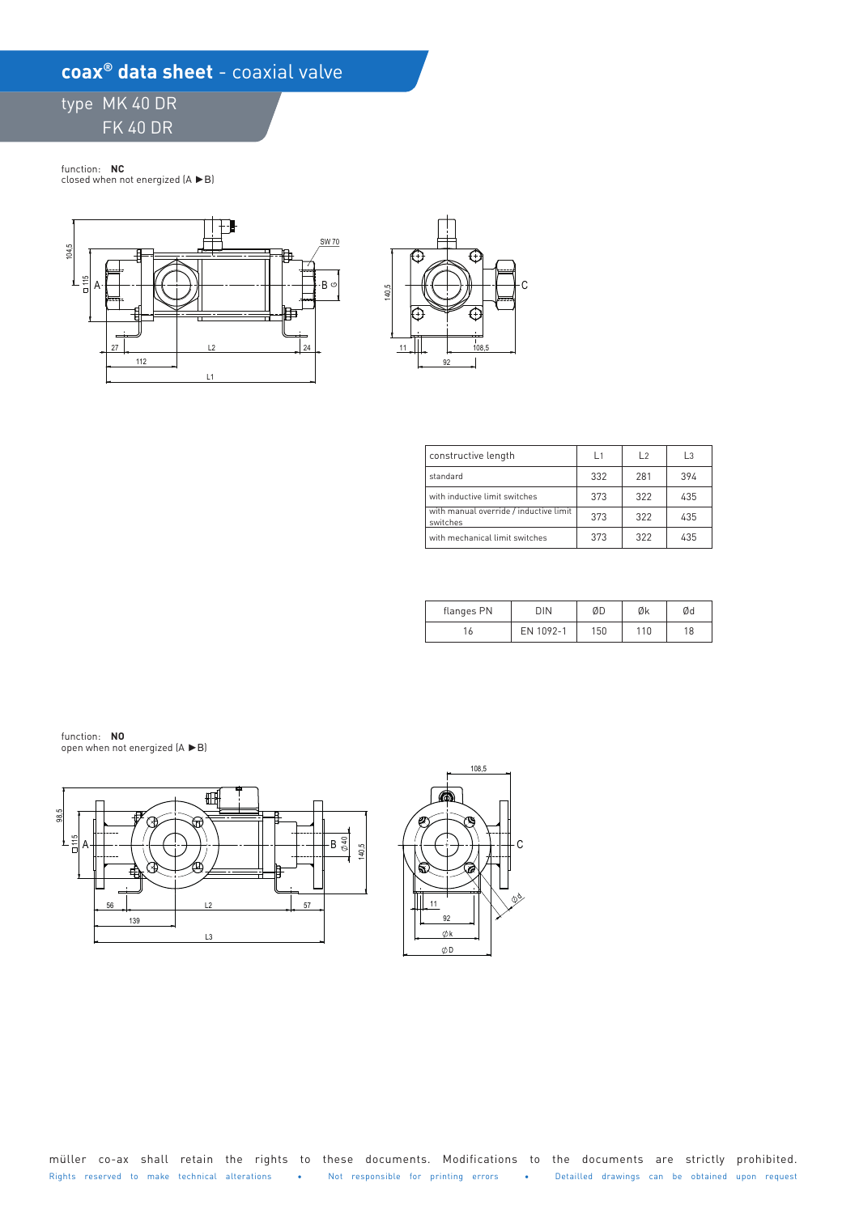# coax® data sheet - coaxial valve

## type MK 40 DR
## FK 40 DR

function: **NC**
closed when not energized (A ►B)

104,5
115
A
SW 70
B
G
27
L2
24
112
L1

140,5
C
11
108,5
92

| constructive length | L1 | L2 | L3 |
|---|---|---|---|
| standard | 332 | 281 | 394 |
| with inductive limit switches | 373 | 322 | 435 |
| with manual override / inductive limit switches | 373 | 322 | 435 |
| with mechanical limit switches | 373 | 322 | 435 |

| flanges PN | DIN | ØD | Øk | Ød |
|---|---|---|---|---|
| 16 | EN 1092-1 | 150 | 110 | 18 |

function: **NO**
open when not energized (A ►B)

98,5
115
A
B
Ø40
140,5
56
L2
57
139
L3

108,5
C
Ød
11
92
Øk
ØD

müller co-ax shall retain the rights to these documents. Modifications to the documents are strictly prohibited.
Rights reserved to make technical alterations • Not responsible for printing errors • Detailled drawings can be obtained upon request